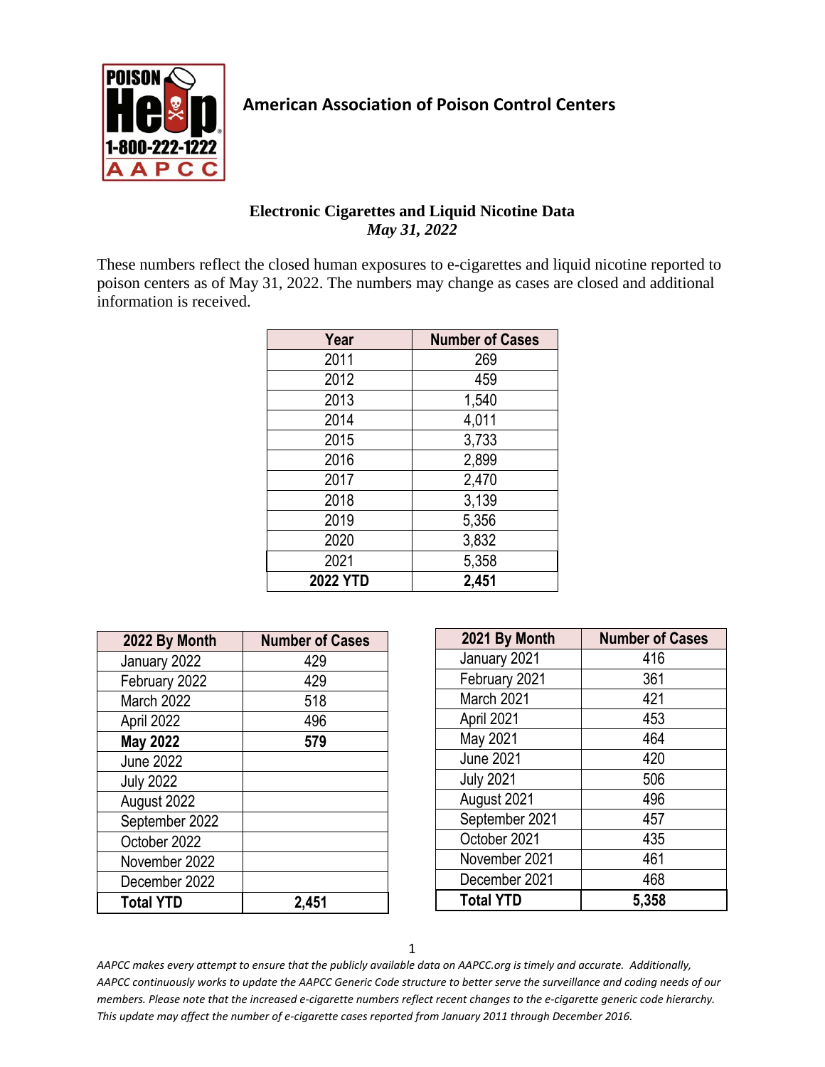American Association of Poison Control Centers

## Electronic Cigarettes and Liquid Nicotine Data

*May 31, 2022*

These numbers reflect the closed human exposures to e-cigarettes and liquid nicotine reported to poison centers as of May 31, 2022. The numbers may change as cases are closed and additional information is received.

| Year | Number of Cases |
|---|---|
| 2011 | 269 |
| 2012 | 459 |
| 2013 | 1,540 |
| 2014 | 4,011 |
| 2015 | 3,733 |
| 2016 | 2,899 |
| 2017 | 2,470 |
| 2018 | 3,139 |
| 2019 | 5,356 |
| 2020 | 3,832 |
| 2021 | 5,358 |
| **2022 YTD** | **2,451** |

| 2022 By Month | Number of Cases |
|---|---|
| January 2022 | 429 |
| February 2022 | 429 |
| March 2022 | 518 |
| April 2022 | 496 |
| **May 2022** | **579** |
| June 2022 | |
| July 2022 | |
| August 2022 | |
| September 2022 | |
| October 2022 | |
| November 2022 | |
| December 2022 | |
| **Total YTD** | **2,451** |

| 2021 By Month | Number of Cases |
|---|---|
| January 2021 | 416 |
| February 2021 | 361 |
| March 2021 | 421 |
| April 2021 | 453 |
| May 2021 | 464 |
| June 2021 | 420 |
| July 2021 | 506 |
| August 2021 | 496 |
| September 2021 | 457 |
| October 2021 | 435 |
| November 2021 | 461 |
| December 2021 | 468 |
| **Total YTD** | **5,358** |

*AAPCC makes every attempt to ensure that the publicly available data on AAPCC.org is timely and accurate. Additionally, AAPCC continuously works to update the AAPCC Generic Code structure to better serve the surveillance and coding needs of our members. Please note that the increased e-cigarette numbers reflect recent changes to the e-cigarette generic code hierarchy. This update may affect the number of e-cigarette cases reported from January 2011 through December 2016.*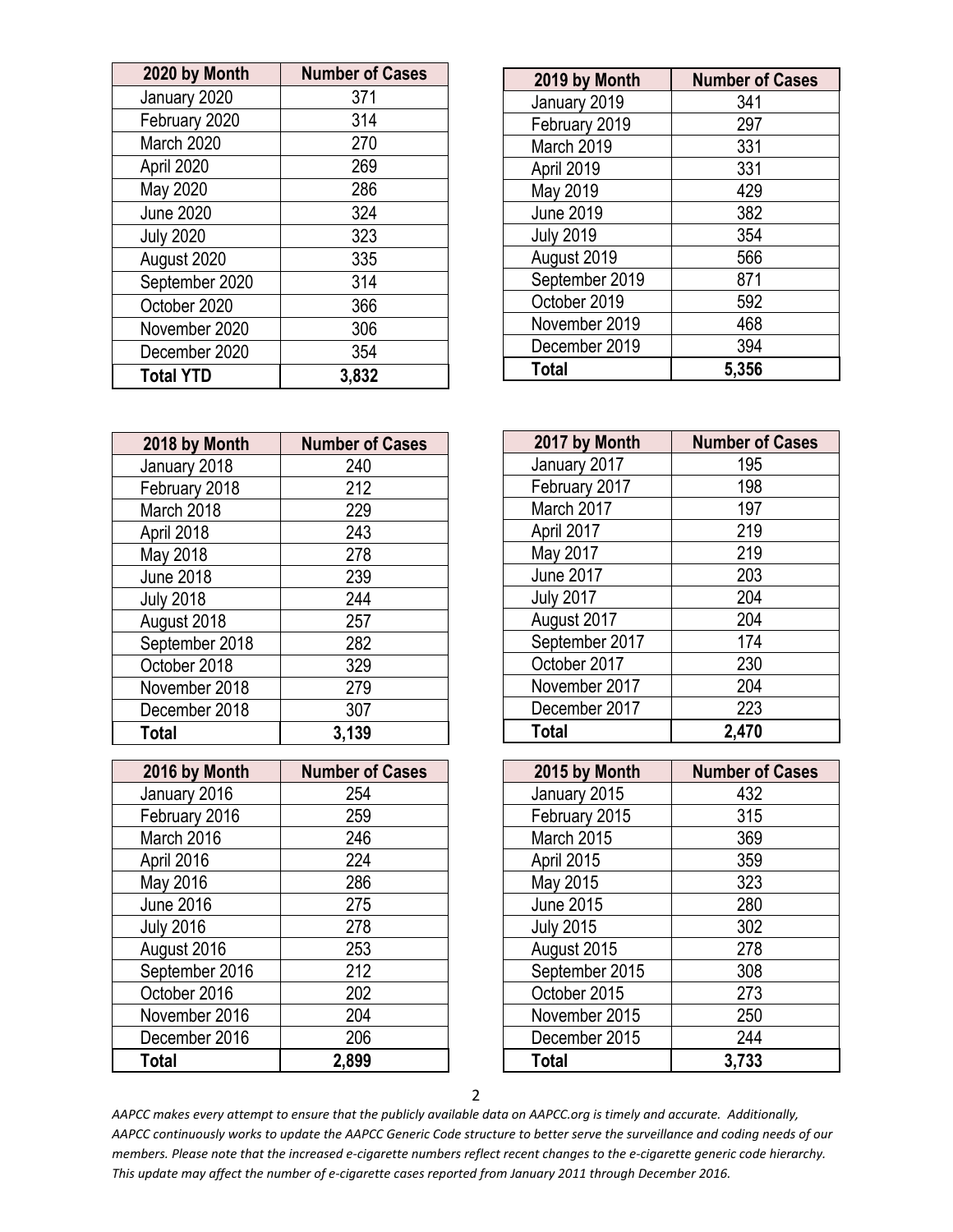| 2020 by Month | Number of Cases |
|---|---|
| January 2020 | 371 |
| February 2020 | 314 |
| March 2020 | 270 |
| April 2020 | 269 |
| May 2020 | 286 |
| June 2020 | 324 |
| July 2020 | 323 |
| August 2020 | 335 |
| September 2020 | 314 |
| October 2020 | 366 |
| November 2020 | 306 |
| December 2020 | 354 |
| **Total YTD** | **3,832** |

| 2019 by Month | Number of Cases |
|---|---|
| January 2019 | 341 |
| February 2019 | 297 |
| March 2019 | 331 |
| April 2019 | 331 |
| May 2019 | 429 |
| June 2019 | 382 |
| July 2019 | 354 |
| August 2019 | 566 |
| September 2019 | 871 |
| October 2019 | 592 |
| November 2019 | 468 |
| December 2019 | 394 |
| **Total** | **5,356** |

| 2018 by Month | Number of Cases |
|---|---|
| January 2018 | 240 |
| February 2018 | 212 |
| March 2018 | 229 |
| April 2018 | 243 |
| May 2018 | 278 |
| June 2018 | 239 |
| July 2018 | 244 |
| August 2018 | 257 |
| September 2018 | 282 |
| October 2018 | 329 |
| November 2018 | 279 |
| December 2018 | 307 |
| **Total** | **3,139** |

| 2017 by Month | Number of Cases |
|---|---|
| January 2017 | 195 |
| February 2017 | 198 |
| March 2017 | 197 |
| April 2017 | 219 |
| May 2017 | 219 |
| June 2017 | 203 |
| July 2017 | 204 |
| August 2017 | 204 |
| September 2017 | 174 |
| October 2017 | 230 |
| November 2017 | 204 |
| December 2017 | 223 |
| **Total** | **2,470** |

| 2016 by Month | Number of Cases |
|---|---|
| January 2016 | 254 |
| February 2016 | 259 |
| March 2016 | 246 |
| April 2016 | 224 |
| May 2016 | 286 |
| June 2016 | 275 |
| July 2016 | 278 |
| August 2016 | 253 |
| September 2016 | 212 |
| October 2016 | 202 |
| November 2016 | 204 |
| December 2016 | 206 |
| **Total** | **2,899** |

| 2015 by Month | Number of Cases |
|---|---|
| January 2015 | 432 |
| February 2015 | 315 |
| March 2015 | 369 |
| April 2015 | 359 |
| May 2015 | 323 |
| June 2015 | 280 |
| July 2015 | 302 |
| August 2015 | 278 |
| September 2015 | 308 |
| October 2015 | 273 |
| November 2015 | 250 |
| December 2015 | 244 |
| **Total** | **3,733** |

*AAPCC makes every attempt to ensure that the publicly available data on AAPCC.org is timely and accurate. Additionally, AAPCC continuously works to update the AAPCC Generic Code structure to better serve the surveillance and coding needs of our members. Please note that the increased e-cigarette numbers reflect recent changes to the e-cigarette generic code hierarchy. This update may affect the number of e-cigarette cases reported from January 2011 through December 2016.*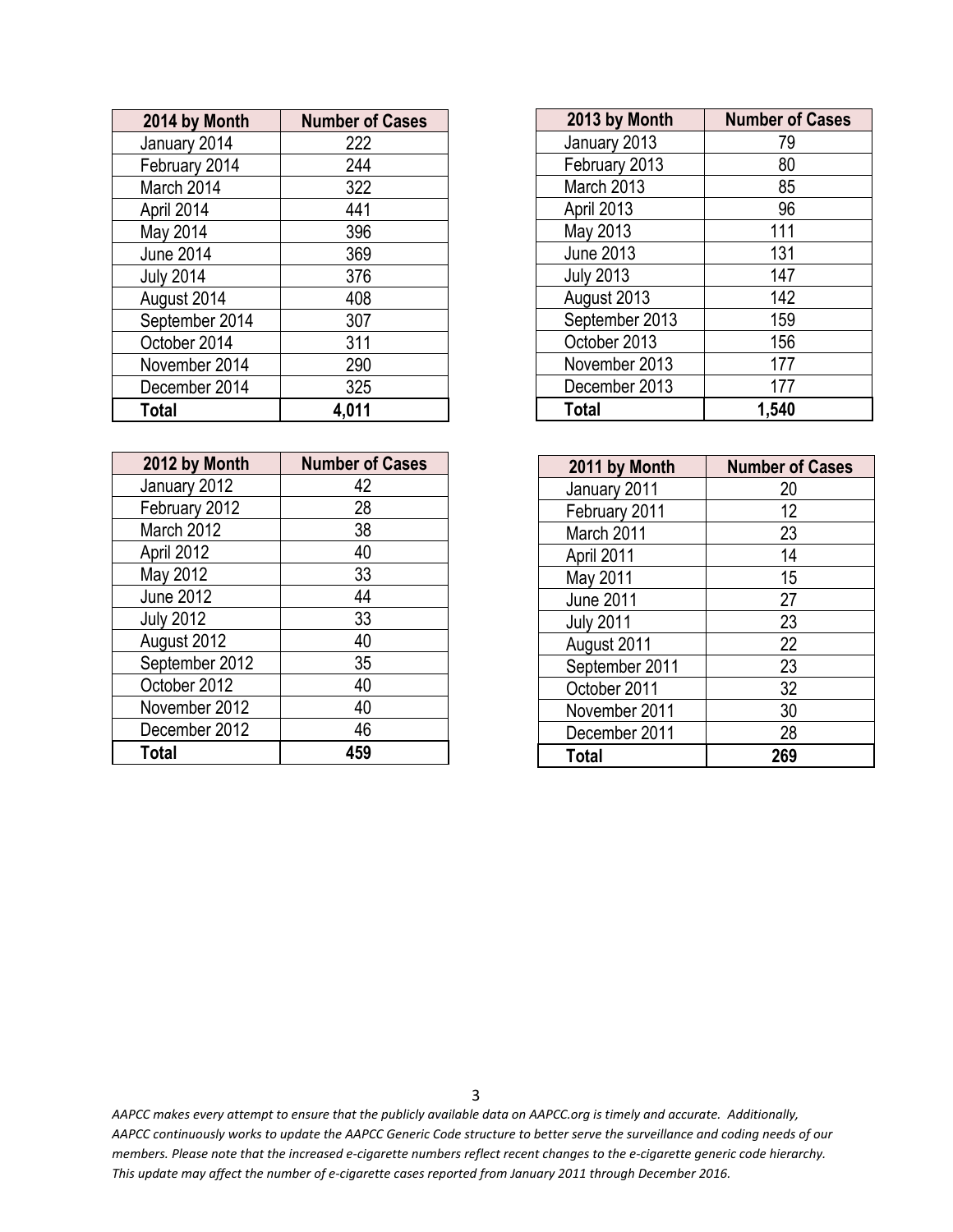| 2014 by Month | Number of Cases |
|---|---|
| January 2014 | 222 |
| February 2014 | 244 |
| March 2014 | 322 |
| April 2014 | 441 |
| May 2014 | 396 |
| June 2014 | 369 |
| July 2014 | 376 |
| August 2014 | 408 |
| September 2014 | 307 |
| October 2014 | 311 |
| November 2014 | 290 |
| December 2014 | 325 |
| **Total** | **4,011** |

| 2013 by Month | Number of Cases |
|---|---|
| January 2013 | 79 |
| February 2013 | 80 |
| March 2013 | 85 |
| April 2013 | 96 |
| May 2013 | 111 |
| June 2013 | 131 |
| July 2013 | 147 |
| August 2013 | 142 |
| September 2013 | 159 |
| October 2013 | 156 |
| November 2013 | 177 |
| December 2013 | 177 |
| **Total** | **1,540** |

| 2012 by Month | Number of Cases |
|---|---|
| January 2012 | 42 |
| February 2012 | 28 |
| March 2012 | 38 |
| April 2012 | 40 |
| May 2012 | 33 |
| June 2012 | 44 |
| July 2012 | 33 |
| August 2012 | 40 |
| September 2012 | 35 |
| October 2012 | 40 |
| November 2012 | 40 |
| December 2012 | 46 |
| **Total** | **459** |

| 2011 by Month | Number of Cases |
|---|---|
| January 2011 | 20 |
| February 2011 | 12 |
| March 2011 | 23 |
| April 2011 | 14 |
| May 2011 | 15 |
| June 2011 | 27 |
| July 2011 | 23 |
| August 2011 | 22 |
| September 2011 | 23 |
| October 2011 | 32 |
| November 2011 | 30 |
| December 2011 | 28 |
| **Total** | **269** |

*AAPCC makes every attempt to ensure that the publicly available data on AAPCC.org is timely and accurate. Additionally, AAPCC continuously works to update the AAPCC Generic Code structure to better serve the surveillance and coding needs of our members. Please note that the increased e-cigarette numbers reflect recent changes to the e-cigarette generic code hierarchy. This update may affect the number of e-cigarette cases reported from January 2011 through December 2016.*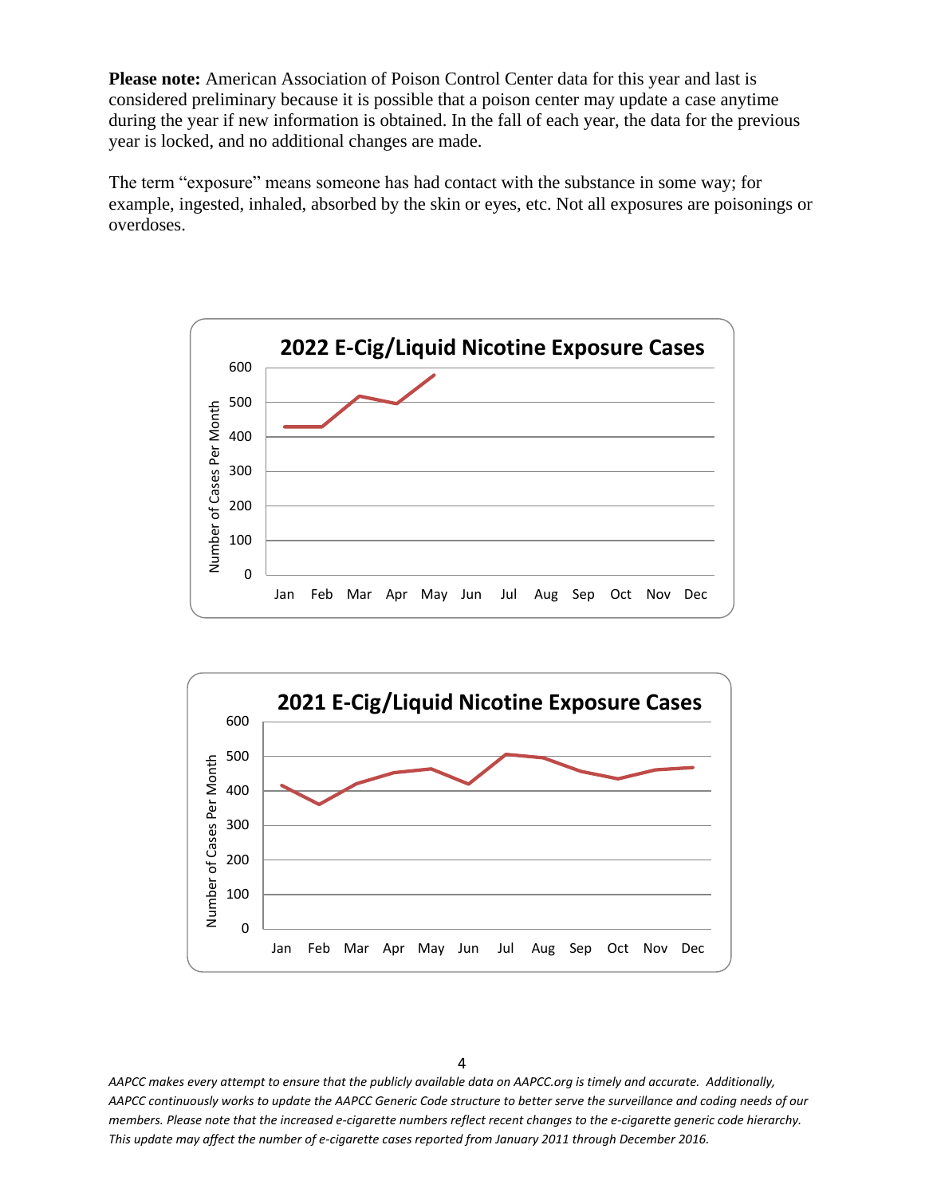**Please note:** American Association of Poison Control Center data for this year and last is considered preliminary because it is possible that a poison center may update a case anytime during the year if new information is obtained. In the fall of each year, the data for the previous year is locked, and no additional changes are made.

The term "exposure" means someone has had contact with the substance in some way; for example, ingested, inhaled, absorbed by the skin or eyes, etc. Not all exposures are poisonings or overdoses.

**2022 E-Cig/Liquid Nicotine Exposure Cases**

**2021 E-Cig/Liquid Nicotine Exposure Cases**

*AAPCC makes every attempt to ensure that the publicly available data on AAPCC.org is timely and accurate. Additionally, AAPCC continuously works to update the AAPCC Generic Code structure to better serve the surveillance and coding needs of our members. Please note that the increased e-cigarette numbers reflect recent changes to the e-cigarette generic code hierarchy. This update may affect the number of e-cigarette cases reported from January 2011 through December 2016.*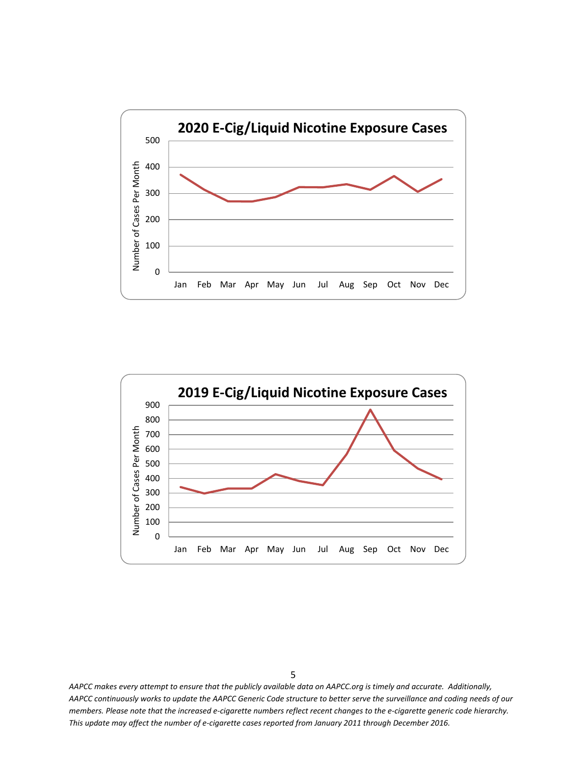## 2020 E-Cig/Liquid Nicotine Exposure Cases

## 2019 E-Cig/Liquid Nicotine Exposure Cases

*AAPCC makes every attempt to ensure that the publicly available data on AAPCC.org is timely and accurate. Additionally, AAPCC continuously works to update the AAPCC Generic Code structure to better serve the surveillance and coding needs of our members. Please note that the increased e-cigarette numbers reflect recent changes to the e-cigarette generic code hierarchy. This update may affect the number of e-cigarette cases reported from January 2011 through December 2016.*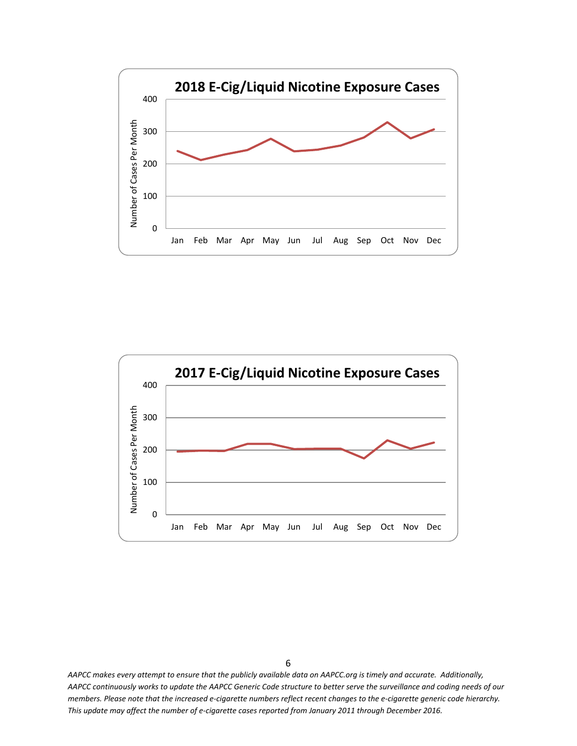**2018 E-Cig/Liquid Nicotine Exposure Cases**

Number of Cases Per Month

400

300

200

100

0

Jan Feb Mar Apr May Jun Jul Aug Sep Oct Nov Dec

**2017 E-Cig/Liquid Nicotine Exposure Cases**

Number of Cases Per Month

400

300

200

100

0

Jan Feb Mar Apr May Jun Jul Aug Sep Oct Nov Dec

*AAPCC makes every attempt to ensure that the publicly available data on AAPCC.org is timely and accurate. Additionally, AAPCC continuously works to update the AAPCC Generic Code structure to better serve the surveillance and coding needs of our members. Please note that the increased e-cigarette numbers reflect recent changes to the e-cigarette generic code hierarchy. This update may affect the number of e-cigarette cases reported from January 2011 through December 2016.*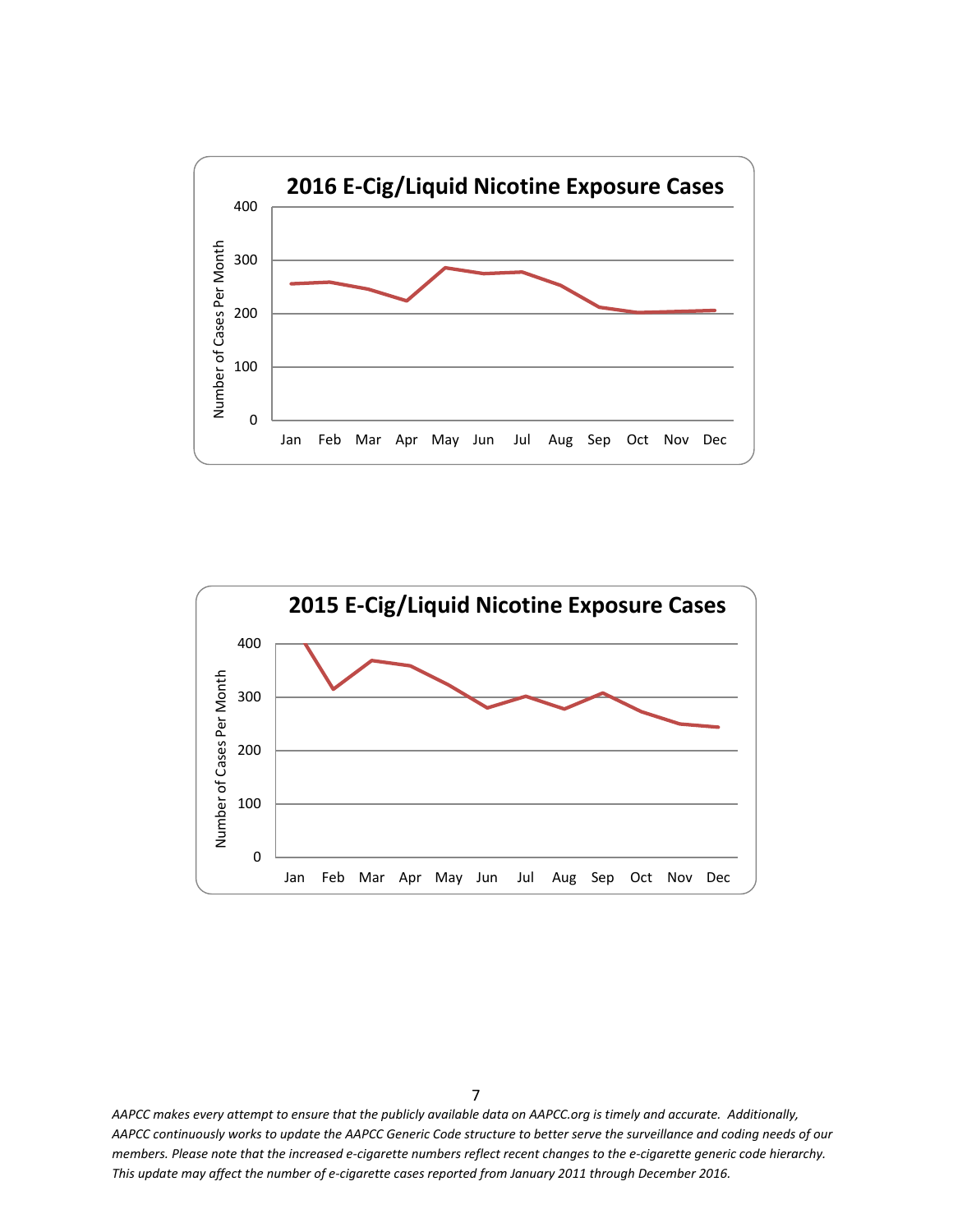**2016 E-Cig/Liquid Nicotine Exposure Cases**

Number of Cases Per Month

400, 300, 200, 100, 0

Jan Feb Mar Apr May Jun Jul Aug Sep Oct Nov Dec

**2015 E-Cig/Liquid Nicotine Exposure Cases**

Number of Cases Per Month

400, 300, 200, 100, 0

Jan Feb Mar Apr May Jun Jul Aug Sep Oct Nov Dec

*AAPCC makes every attempt to ensure that the publicly available data on AAPCC.org is timely and accurate. Additionally, AAPCC continuously works to update the AAPCC Generic Code structure to better serve the surveillance and coding needs of our members. Please note that the increased e-cigarette numbers reflect recent changes to the e-cigarette generic code hierarchy. This update may affect the number of e-cigarette cases reported from January 2011 through December 2016.*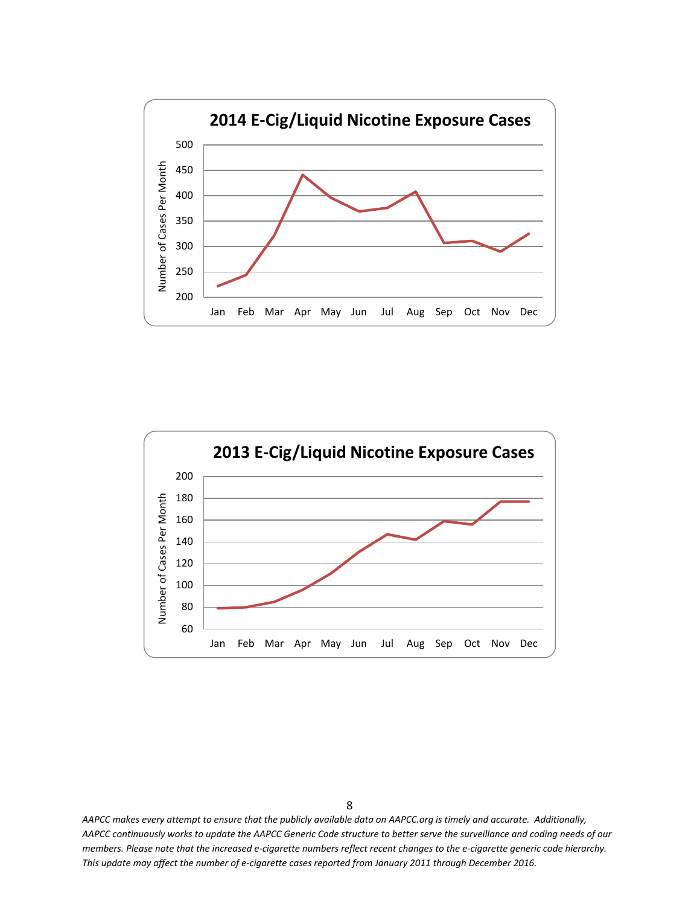**2014 E-Cig/Liquid Nicotine Exposure Cases**

Number of Cases Per Month

500
450
400
350
300
250
200

Jan Feb Mar Apr May Jun Jul Aug Sep Oct Nov Dec

**2013 E-Cig/Liquid Nicotine Exposure Cases**

Number of Cases Per Month

200
180
160
140
120
100
80
60

Jan Feb Mar Apr May Jun Jul Aug Sep Oct Nov Dec

*AAPCC makes every attempt to ensure that the publicly available data on AAPCC.org is timely and accurate. Additionally, AAPCC continuously works to update the AAPCC Generic Code structure to better serve the surveillance and coding needs of our members. Please note that the increased e-cigarette numbers reflect recent changes to the e-cigarette generic code hierarchy. This update may affect the number of e-cigarette cases reported from January 2011 through December 2016.*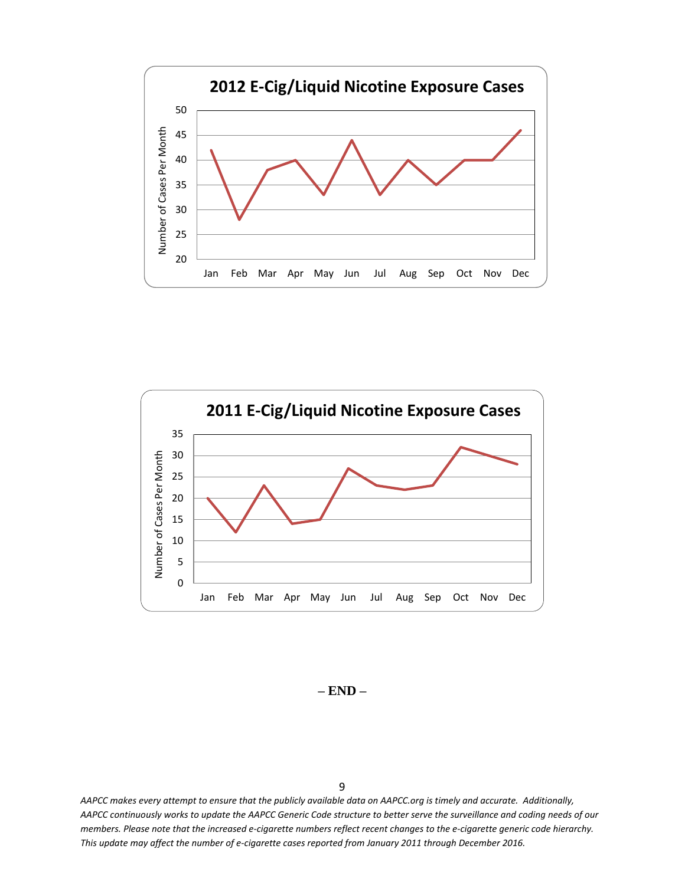2012 E-Cig/Liquid Nicotine Exposure Cases

Number of Cases Per Month

50
45
40
35
30
25
20

Jan Feb Mar Apr May Jun Jul Aug Sep Oct Nov Dec

2011 E-Cig/Liquid Nicotine Exposure Cases

Number of Cases Per Month

35
30
25
20
15
10
5
0

Jan Feb Mar Apr May Jun Jul Aug Sep Oct Nov Dec

**– END –**

*AAPCC makes every attempt to ensure that the publicly available data on AAPCC.org is timely and accurate. Additionally, AAPCC continuously works to update the AAPCC Generic Code structure to better serve the surveillance and coding needs of our members. Please note that the increased e-cigarette numbers reflect recent changes to the e-cigarette generic code hierarchy. This update may affect the number of e-cigarette cases reported from January 2011 through December 2016.*